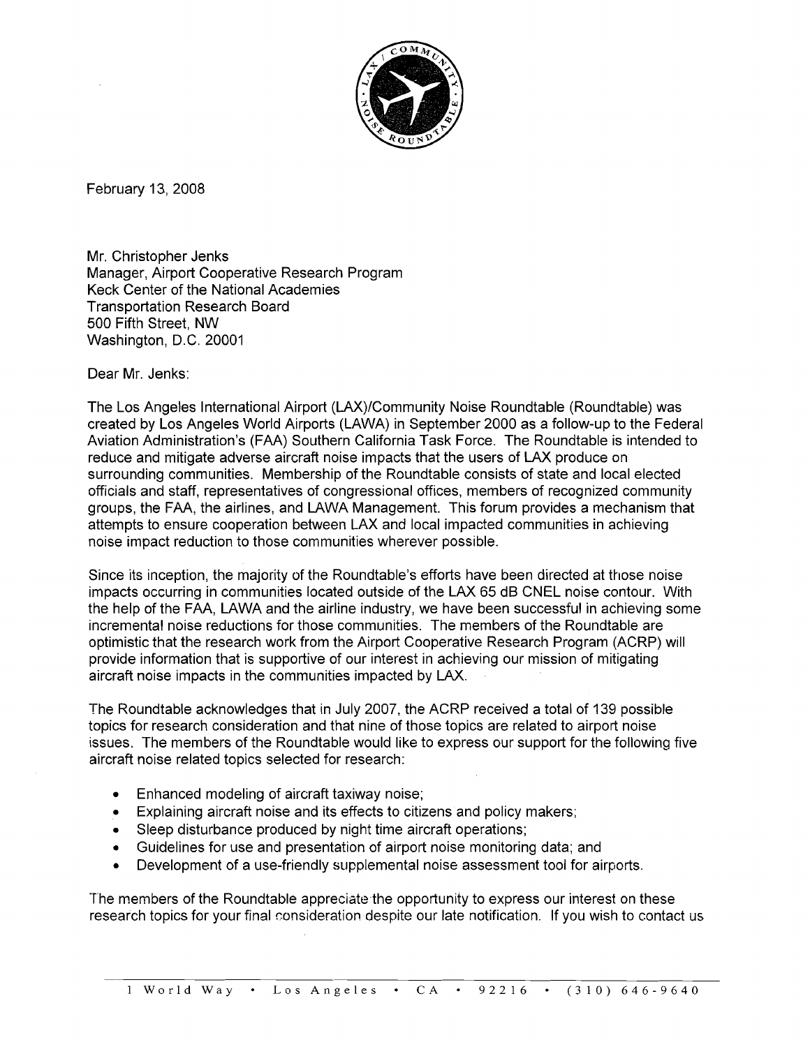February 13, 2008

Mr. Christopher Jenks
Manager, Airport Cooperative Research Program
Keck Center of the National Academies
Transportation Research Board
500 Fifth Street, NW
Washington, D.C. 20001

Dear Mr. Jenks:

The Los Angeles International Airport (LAX)/Community Noise Roundtable (Roundtable) was created by Los Angeles World Airports (LAWA) in September 2000 as a follow-up to the Federal Aviation Administration's (FAA) Southern California Task Force. The Roundtable is intended to reduce and mitigate adverse aircraft noise impacts that the users of LAX produce on surrounding communities. Membership of the Roundtable consists of state and local elected officials and staff, representatives of congressional offices, members of recognized community groups, the FAA, the airlines, and LAWA Management. This forum provides a mechanism that attempts to ensure cooperation between LAX and local impacted communities in achieving noise impact reduction to those communities wherever possible.

Since its inception, the majority of the Roundtable's efforts have been directed at those noise impacts occurring in communities located outside of the LAX 65 dB CNEL noise contour. With the help of the FAA, LAWA and the airline industry, we have been successful in achieving some incremental noise reductions for those communities. The members of the Roundtable are optimistic that the research work from the Airport Cooperative Research Program (ACRP) will provide information that is supportive of our interest in achieving our mission of mitigating aircraft noise impacts in the communities impacted by LAX.

The Roundtable acknowledges that in July 2007, the ACRP received a total of 139 possible topics for research consideration and that nine of those topics are related to airport noise issues. The members of the Roundtable would like to express our support for the following five aircraft noise related topics selected for research:

- Enhanced modeling of aircraft taxiway noise;
- Explaining aircraft noise and its effects to citizens and policy makers;
- Sleep disturbance produced by night time aircraft operations;
- Guidelines for use and presentation of airport noise monitoring data; and
- Development of a use-friendly supplemental noise assessment tool for airports.

The members of the Roundtable appreciate the opportunity to express our interest on these research topics for your final consideration despite our late notification. If you wish to contact us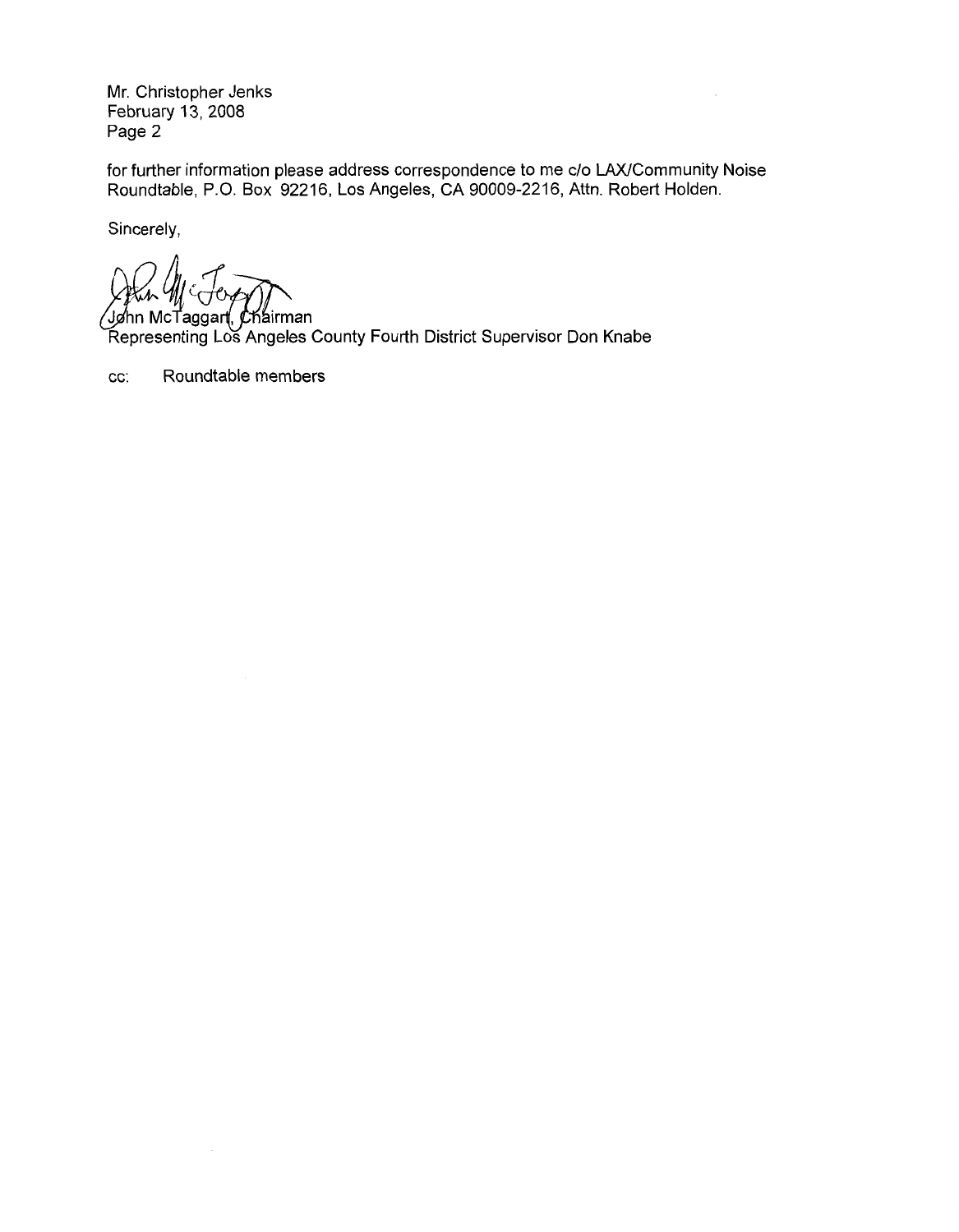Mr. Christopher Jenks
February 13, 2008
Page 2

for further information please address correspondence to me c/o LAX/Community Noise Roundtable, P.O. Box 92216, Los Angeles, CA 90009-2216, Attn. Robert Holden.

Sincerely,

John McTaggart, Chairman
Representing Los Angeles County Fourth District Supervisor Don Knabe

cc: Roundtable members